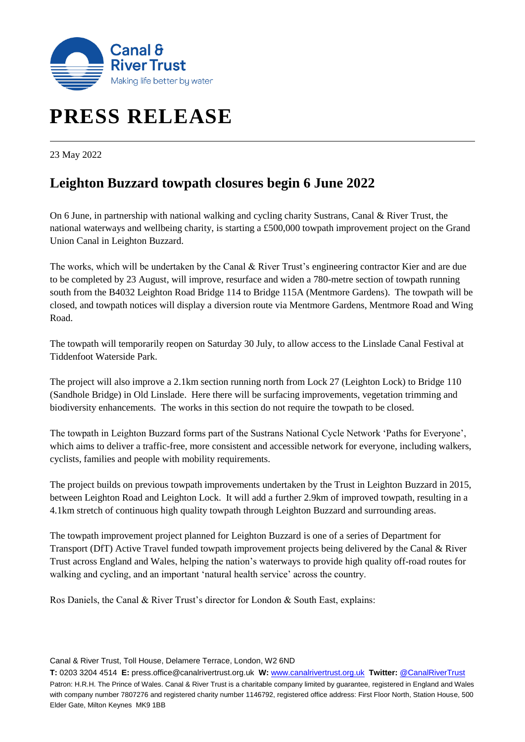Canal & River Trust
Making life better by water

# PRESS RELEASE

23 May 2022

## Leighton Buzzard towpath closures begin 6 June 2022

On 6 June, in partnership with national walking and cycling charity Sustrans, Canal & River Trust, the national waterways and wellbeing charity, is starting a £500,000 towpath improvement project on the Grand Union Canal in Leighton Buzzard.

The works, which will be undertaken by the Canal & River Trust's engineering contractor Kier and are due to be completed by 23 August, will improve, resurface and widen a 780-metre section of towpath running south from the B4032 Leighton Road Bridge 114 to Bridge 115A (Mentmore Gardens). The towpath will be closed, and towpath notices will display a diversion route via Mentmore Gardens, Mentmore Road and Wing Road.

The towpath will temporarily reopen on Saturday 30 July, to allow access to the Linslade Canal Festival at Tiddenfoot Waterside Park.

The project will also improve a 2.1km section running north from Lock 27 (Leighton Lock) to Bridge 110 (Sandhole Bridge) in Old Linslade. Here there will be surfacing improvements, vegetation trimming and biodiversity enhancements. The works in this section do not require the towpath to be closed.

The towpath in Leighton Buzzard forms part of the Sustrans National Cycle Network 'Paths for Everyone', which aims to deliver a traffic-free, more consistent and accessible network for everyone, including walkers, cyclists, families and people with mobility requirements.

The project builds on previous towpath improvements undertaken by the Trust in Leighton Buzzard in 2015, between Leighton Road and Leighton Lock. It will add a further 2.9km of improved towpath, resulting in a 4.1km stretch of continuous high quality towpath through Leighton Buzzard and surrounding areas.

The towpath improvement project planned for Leighton Buzzard is one of a series of Department for Transport (DfT) Active Travel funded towpath improvement projects being delivered by the Canal & River Trust across England and Wales, helping the nation's waterways to provide high quality off-road routes for walking and cycling, and an important 'natural health service' across the country.

Ros Daniels, the Canal & River Trust's director for London & South East, explains:

Canal & River Trust, Toll House, Delamere Terrace, London, W2 6ND

**T:** 0203 3204 4514 **E:** press.office@canalrivertrust.org.uk **W:** www.canalrivertrust.org.uk **Twitter:** @CanalRiverTrust

Patron: H.R.H. The Prince of Wales. Canal & River Trust is a charitable company limited by guarantee, registered in England and Wales with company number 7807276 and registered charity number 1146792, registered office address: First Floor North, Station House, 500 Elder Gate, Milton Keynes MK9 1BB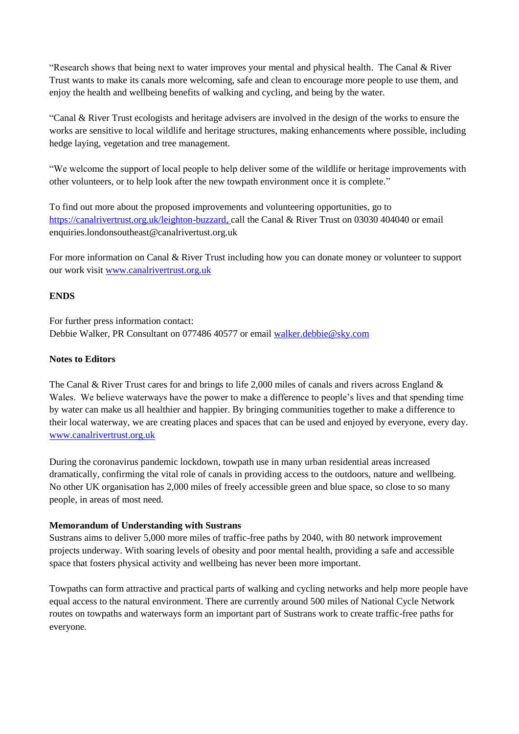"Research shows that being next to water improves your mental and physical health. The Canal & River Trust wants to make its canals more welcoming, safe and clean to encourage more people to use them, and enjoy the health and wellbeing benefits of walking and cycling, and being by the water.

"Canal & River Trust ecologists and heritage advisers are involved in the design of the works to ensure the works are sensitive to local wildlife and heritage structures, making enhancements where possible, including hedge laying, vegetation and tree management.

"We welcome the support of local people to help deliver some of the wildlife or heritage improvements with other volunteers, or to help look after the new towpath environment once it is complete."

To find out more about the proposed improvements and volunteering opportunities, go to [https://canalrivertrust.org.uk/leighton-buzzard,](https://canalrivertrust.org.uk/leighton-buzzard) call the Canal & River Trust on 03030 404040 or email enquiries.londonsoutheast@canalrivertust.org.uk

For more information on Canal & River Trust including how you can donate money or volunteer to support our work visit [www.canalrivertrust.org.uk](http://www.canalrivertrust.org.uk)

**ENDS**

For further press information contact:
Debbie Walker, PR Consultant on 077486 40577 or email [walker.debbie@sky.com](mailto:walker.debbie@sky.com)

**Notes to Editors**

The Canal & River Trust cares for and brings to life 2,000 miles of canals and rivers across England & Wales. We believe waterways have the power to make a difference to people's lives and that spending time by water can make us all healthier and happier. By bringing communities together to make a difference to their local waterway, we are creating places and spaces that can be used and enjoyed by everyone, every day. [www.canalrivertrust.org.uk](http://www.canalrivertrust.org.uk)

During the coronavirus pandemic lockdown, towpath use in many urban residential areas increased dramatically, confirming the vital role of canals in providing access to the outdoors, nature and wellbeing. No other UK organisation has 2,000 miles of freely accessible green and blue space, so close to so many people, in areas of most need.

**Memorandum of Understanding with Sustrans**

Sustrans aims to deliver 5,000 more miles of traffic-free paths by 2040, with 80 network improvement projects underway. With soaring levels of obesity and poor mental health, providing a safe and accessible space that fosters physical activity and wellbeing has never been more important.

Towpaths can form attractive and practical parts of walking and cycling networks and help more people have equal access to the natural environment. There are currently around 500 miles of National Cycle Network routes on towpaths and waterways form an important part of Sustrans work to create traffic-free paths for everyone.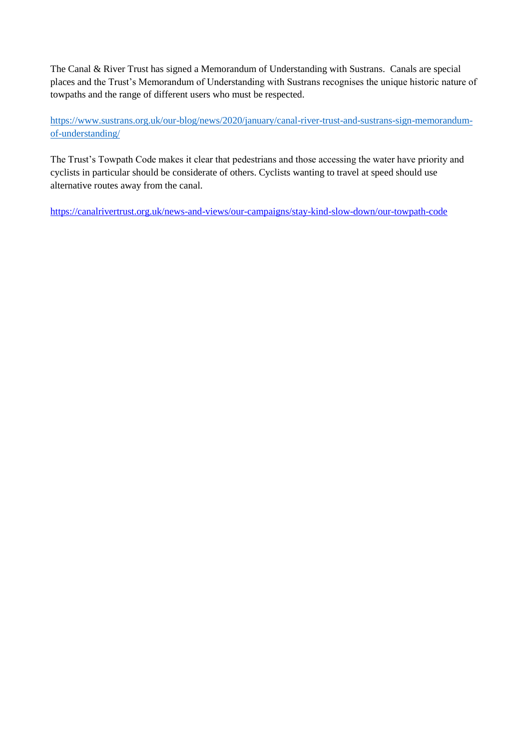The Canal & River Trust has signed a Memorandum of Understanding with Sustrans. Canals are special places and the Trust's Memorandum of Understanding with Sustrans recognises the unique historic nature of towpaths and the range of different users who must be respected.

https://www.sustrans.org.uk/our-blog/news/2020/january/canal-river-trust-and-sustrans-sign-memorandum-of-understanding/

The Trust's Towpath Code makes it clear that pedestrians and those accessing the water have priority and cyclists in particular should be considerate of others. Cyclists wanting to travel at speed should use alternative routes away from the canal.

https://canalrivertrust.org.uk/news-and-views/our-campaigns/stay-kind-slow-down/our-towpath-code